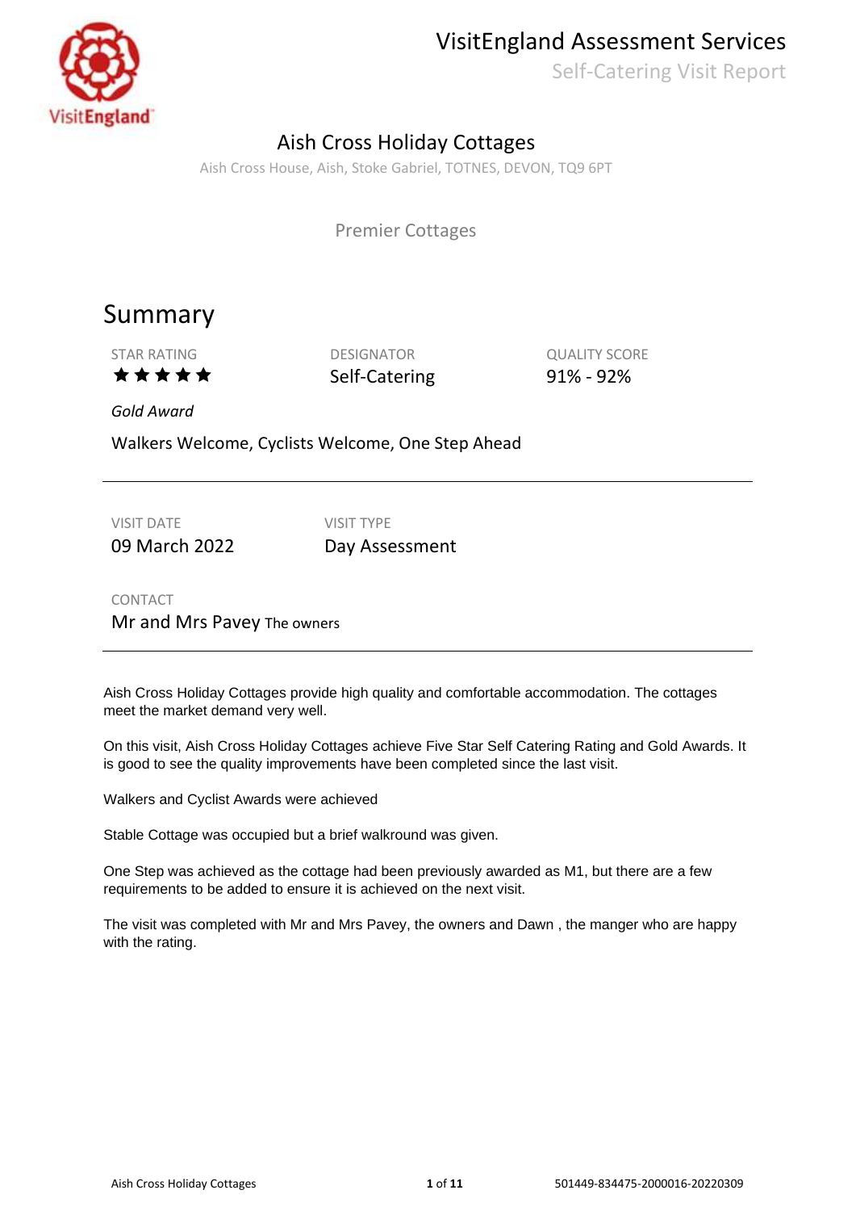# VisitEngland Assessment Services

Self-Catering Visit Report

## Aish Cross Holiday Cottages

Aish Cross House, Aish, Stoke Gabriel, TOTNES, DEVON, TQ9 6PT

Premier Cottages

## Summary

| STAR RATING | DESIGNATOR | QUALITY SCORE |
|---|---|---|
| ★★★★★ | Self-Catering | 91% - 92% |

*Gold Award*

Walkers Welcome, Cyclists Welcome, One Step Ahead

| VISIT DATE | VISIT TYPE |
|---|---|
| 09 March 2022 | Day Assessment |

CONTACT

Mr and Mrs Pavey The owners

Aish Cross Holiday Cottages provide high quality and comfortable accommodation. The cottages meet the market demand very well.

On this visit, Aish Cross Holiday Cottages achieve Five Star Self Catering Rating and Gold Awards. It is good to see the quality improvements have been completed since the last visit.

Walkers and Cyclist Awards were achieved

Stable Cottage was occupied but a brief walkround was given.

One Step was achieved as the cottage had been previously awarded as M1, but there are a few requirements to be added to ensure it is achieved on the next visit.

The visit was completed with Mr and Mrs Pavey, the owners and Dawn , the manger who are happy with the rating.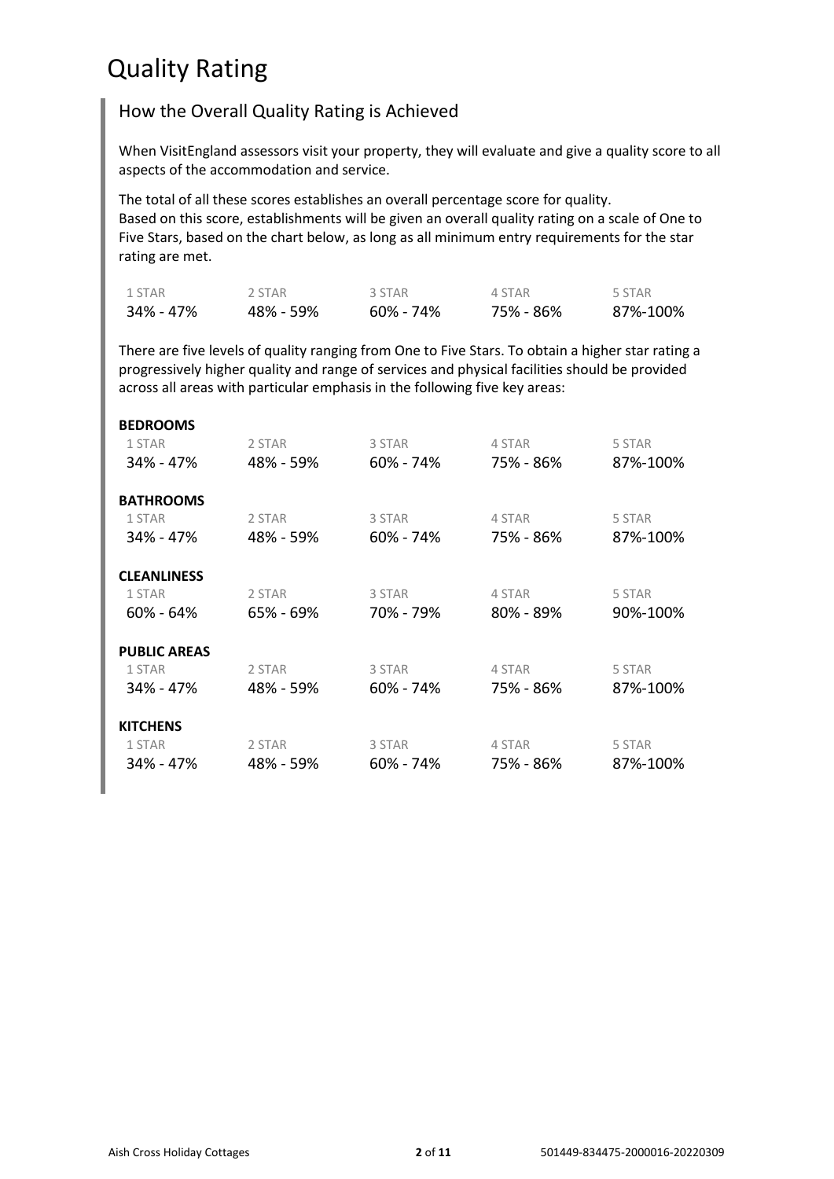# Quality Rating

## How the Overall Quality Rating is Achieved

When VisitEngland assessors visit your property, they will evaluate and give a quality score to all aspects of the accommodation and service.

The total of all these scores establishes an overall percentage score for quality.
Based on this score, establishments will be given an overall quality rating on a scale of One to Five Stars, based on the chart below, as long as all minimum entry requirements for the star rating are met.

| 1 STAR | 2 STAR | 3 STAR | 4 STAR | 5 STAR |
|---|---|---|---|---|
| 34% - 47% | 48% - 59% | 60% - 74% | 75% - 86% | 87%-100% |

There are five levels of quality ranging from One to Five Stars. To obtain a higher star rating a progressively higher quality and range of services and physical facilities should be provided across all areas with particular emphasis in the following five key areas:

**BEDROOMS**

| 1 STAR | 2 STAR | 3 STAR | 4 STAR | 5 STAR |
|---|---|---|---|---|
| 34% - 47% | 48% - 59% | 60% - 74% | 75% - 86% | 87%-100% |

**BATHROOMS**

| 1 STAR | 2 STAR | 3 STAR | 4 STAR | 5 STAR |
|---|---|---|---|---|
| 34% - 47% | 48% - 59% | 60% - 74% | 75% - 86% | 87%-100% |

**CLEANLINESS**

| 1 STAR | 2 STAR | 3 STAR | 4 STAR | 5 STAR |
|---|---|---|---|---|
| 60% - 64% | 65% - 69% | 70% - 79% | 80% - 89% | 90%-100% |

**PUBLIC AREAS**

| 1 STAR | 2 STAR | 3 STAR | 4 STAR | 5 STAR |
|---|---|---|---|---|
| 34% - 47% | 48% - 59% | 60% - 74% | 75% - 86% | 87%-100% |

**KITCHENS**

| 1 STAR | 2 STAR | 3 STAR | 4 STAR | 5 STAR |
|---|---|---|---|---|
| 34% - 47% | 48% - 59% | 60% - 74% | 75% - 86% | 87%-100% |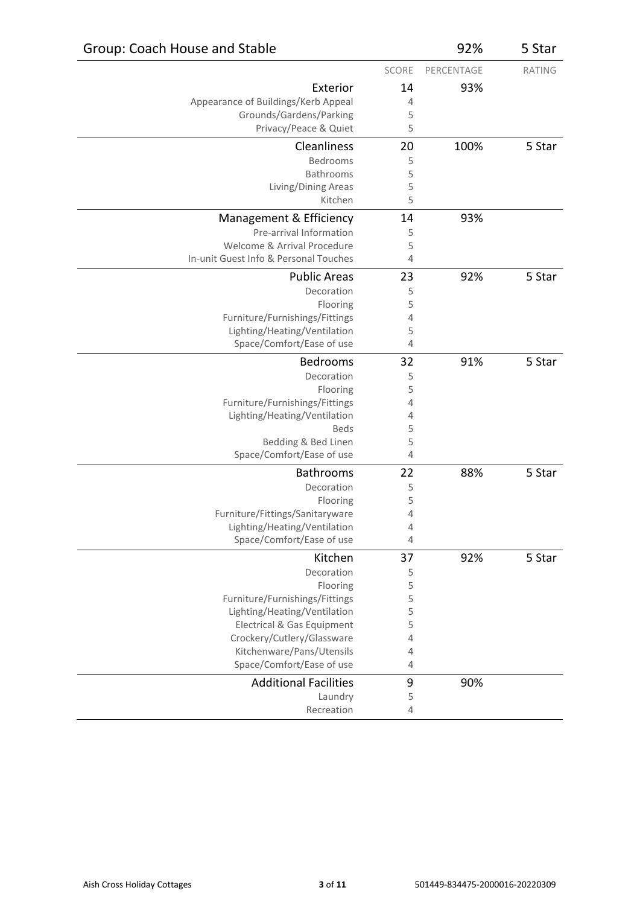## Group: Coach House and Stable — 92% — 5 Star

| | SCORE | PERCENTAGE | RATING |
|---|---|---|---|
| **Exterior** | **14** | **93%** | |
| Appearance of Buildings/Kerb Appeal | 4 | | |
| Grounds/Gardens/Parking | 5 | | |
| Privacy/Peace & Quiet | 5 | | |
| **Cleanliness** | **20** | **100%** | **5 Star** |
| Bedrooms | 5 | | |
| Bathrooms | 5 | | |
| Living/Dining Areas | 5 | | |
| Kitchen | 5 | | |
| **Management & Efficiency** | **14** | **93%** | |
| Pre-arrival Information | 5 | | |
| Welcome & Arrival Procedure | 5 | | |
| In-unit Guest Info & Personal Touches | 4 | | |
| **Public Areas** | **23** | **92%** | **5 Star** |
| Decoration | 5 | | |
| Flooring | 5 | | |
| Furniture/Furnishings/Fittings | 4 | | |
| Lighting/Heating/Ventilation | 5 | | |
| Space/Comfort/Ease of use | 4 | | |
| **Bedrooms** | **32** | **91%** | **5 Star** |
| Decoration | 5 | | |
| Flooring | 5 | | |
| Furniture/Furnishings/Fittings | 4 | | |
| Lighting/Heating/Ventilation | 4 | | |
| Beds | 5 | | |
| Bedding & Bed Linen | 5 | | |
| Space/Comfort/Ease of use | 4 | | |
| **Bathrooms** | **22** | **88%** | **5 Star** |
| Decoration | 5 | | |
| Flooring | 5 | | |
| Furniture/Fittings/Sanitaryware | 4 | | |
| Lighting/Heating/Ventilation | 4 | | |
| Space/Comfort/Ease of use | 4 | | |
| **Kitchen** | **37** | **92%** | **5 Star** |
| Decoration | 5 | | |
| Flooring | 5 | | |
| Furniture/Furnishings/Fittings | 5 | | |
| Lighting/Heating/Ventilation | 5 | | |
| Electrical & Gas Equipment | 5 | | |
| Crockery/Cutlery/Glassware | 4 | | |
| Kitchenware/Pans/Utensils | 4 | | |
| Space/Comfort/Ease of use | 4 | | |
| **Additional Facilities** | **9** | **90%** | |
| Laundry | 5 | | |
| Recreation | 4 | | |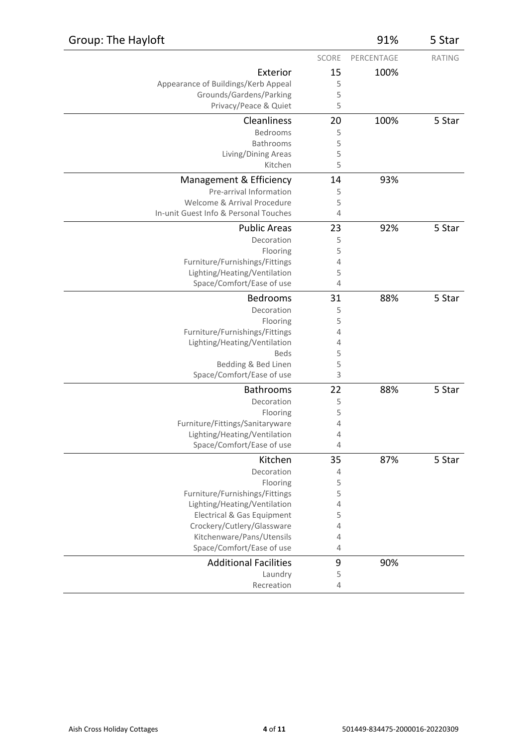## Group: The Hayloft — 91% — 5 Star

| | SCORE | PERCENTAGE | RATING |
|---|---|---|---|
| **Exterior** | **15** | **100%** | |
| Appearance of Buildings/Kerb Appeal | 5 | | |
| Grounds/Gardens/Parking | 5 | | |
| Privacy/Peace & Quiet | 5 | | |
| **Cleanliness** | **20** | **100%** | **5 Star** |
| Bedrooms | 5 | | |
| Bathrooms | 5 | | |
| Living/Dining Areas | 5 | | |
| Kitchen | 5 | | |
| **Management & Efficiency** | **14** | **93%** | |
| Pre-arrival Information | 5 | | |
| Welcome & Arrival Procedure | 5 | | |
| In-unit Guest Info & Personal Touches | 4 | | |
| **Public Areas** | **23** | **92%** | **5 Star** |
| Decoration | 5 | | |
| Flooring | 5 | | |
| Furniture/Furnishings/Fittings | 4 | | |
| Lighting/Heating/Ventilation | 5 | | |
| Space/Comfort/Ease of use | 4 | | |
| **Bedrooms** | **31** | **88%** | **5 Star** |
| Decoration | 5 | | |
| Flooring | 5 | | |
| Furniture/Furnishings/Fittings | 4 | | |
| Lighting/Heating/Ventilation | 4 | | |
| Beds | 5 | | |
| Bedding & Bed Linen | 5 | | |
| Space/Comfort/Ease of use | 3 | | |
| **Bathrooms** | **22** | **88%** | **5 Star** |
| Decoration | 5 | | |
| Flooring | 5 | | |
| Furniture/Fittings/Sanitaryware | 4 | | |
| Lighting/Heating/Ventilation | 4 | | |
| Space/Comfort/Ease of use | 4 | | |
| **Kitchen** | **35** | **87%** | **5 Star** |
| Decoration | 4 | | |
| Flooring | 5 | | |
| Furniture/Furnishings/Fittings | 5 | | |
| Lighting/Heating/Ventilation | 4 | | |
| Electrical & Gas Equipment | 5 | | |
| Crockery/Cutlery/Glassware | 4 | | |
| Kitchenware/Pans/Utensils | 4 | | |
| Space/Comfort/Ease of use | 4 | | |
| **Additional Facilities** | **9** | **90%** | |
| Laundry | 5 | | |
| Recreation | 4 | | |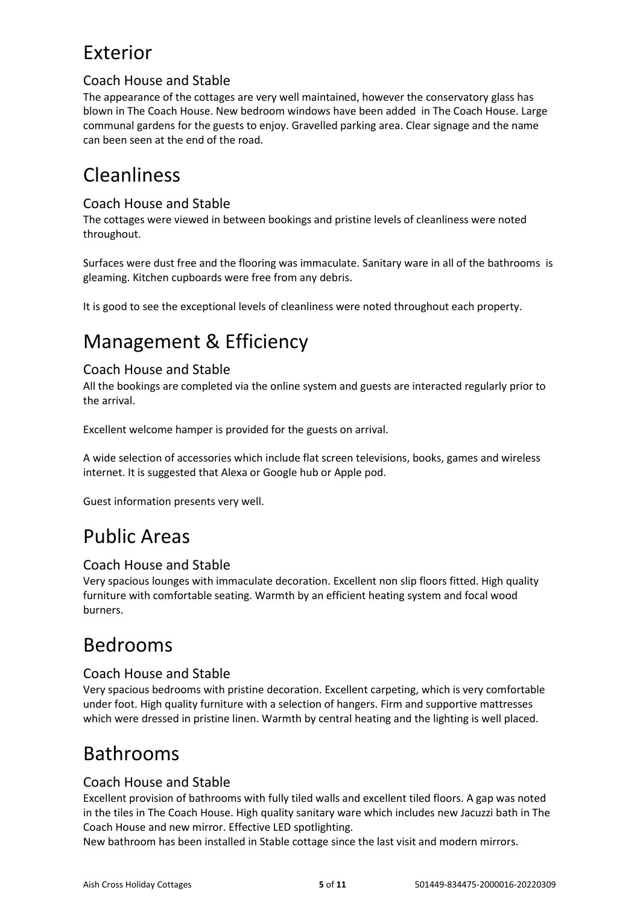# Exterior

## Coach House and Stable

The appearance of the cottages are very well maintained, however the conservatory glass has blown in The Coach House. New bedroom windows have been added in The Coach House. Large communal gardens for the guests to enjoy. Gravelled parking area. Clear signage and the name can been seen at the end of the road.

# Cleanliness

## Coach House and Stable

The cottages were viewed in between bookings and pristine levels of cleanliness were noted throughout.

Surfaces were dust free and the flooring was immaculate. Sanitary ware in all of the bathrooms is gleaming. Kitchen cupboards were free from any debris.

It is good to see the exceptional levels of cleanliness were noted throughout each property.

# Management & Efficiency

## Coach House and Stable

All the bookings are completed via the online system and guests are interacted regularly prior to the arrival.

Excellent welcome hamper is provided for the guests on arrival.

A wide selection of accessories which include flat screen televisions, books, games and wireless internet. It is suggested that Alexa or Google hub or Apple pod.

Guest information presents very well.

# Public Areas

## Coach House and Stable

Very spacious lounges with immaculate decoration. Excellent non slip floors fitted. High quality furniture with comfortable seating. Warmth by an efficient heating system and focal wood burners.

# Bedrooms

## Coach House and Stable

Very spacious bedrooms with pristine decoration. Excellent carpeting, which is very comfortable under foot. High quality furniture with a selection of hangers. Firm and supportive mattresses which were dressed in pristine linen. Warmth by central heating and the lighting is well placed.

# Bathrooms

## Coach House and Stable

Excellent provision of bathrooms with fully tiled walls and excellent tiled floors. A gap was noted in the tiles in The Coach House. High quality sanitary ware which includes new Jacuzzi bath in The Coach House and new mirror. Effective LED spotlighting.
New bathroom has been installed in Stable cottage since the last visit and modern mirrors.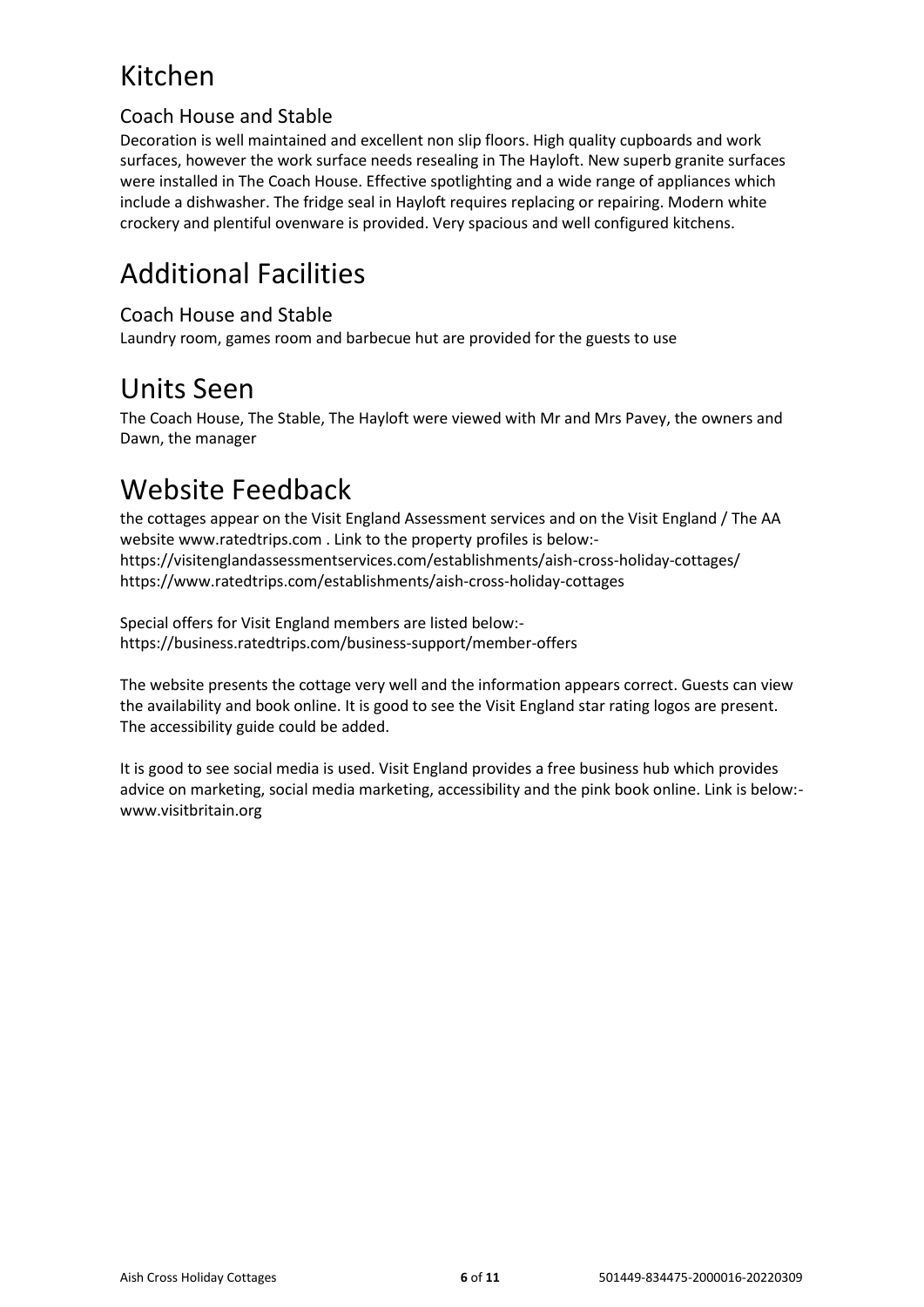# Kitchen

## Coach House and Stable

Decoration is well maintained and excellent non slip floors. High quality cupboards and work surfaces, however the work surface needs resealing in The Hayloft. New superb granite surfaces were installed in The Coach House. Effective spotlighting and a wide range of appliances which include a dishwasher. The fridge seal in Hayloft requires replacing or repairing. Modern white crockery and plentiful ovenware is provided. Very spacious and well configured kitchens.

# Additional Facilities

## Coach House and Stable

Laundry room, games room and barbecue hut are provided for the guests to use

# Units Seen

The Coach House, The Stable, The Hayloft were viewed with Mr and Mrs Pavey, the owners and Dawn, the manager

# Website Feedback

the cottages appear on the Visit England Assessment services and on the Visit England / The AA website www.ratedtrips.com . Link to the property profiles is below:-
https://visitenglandassessmentservices.com/establishments/aish-cross-holiday-cottages/
https://www.ratedtrips.com/establishments/aish-cross-holiday-cottages

Special offers for Visit England members are listed below:-
https://business.ratedtrips.com/business-support/member-offers

The website presents the cottage very well and the information appears correct. Guests can view the availability and book online. It is good to see the Visit England star rating logos are present. The accessibility guide could be added.

It is good to see social media is used. Visit England provides a free business hub which provides advice on marketing, social media marketing, accessibility and the pink book online. Link is below:-
www.visitbritain.org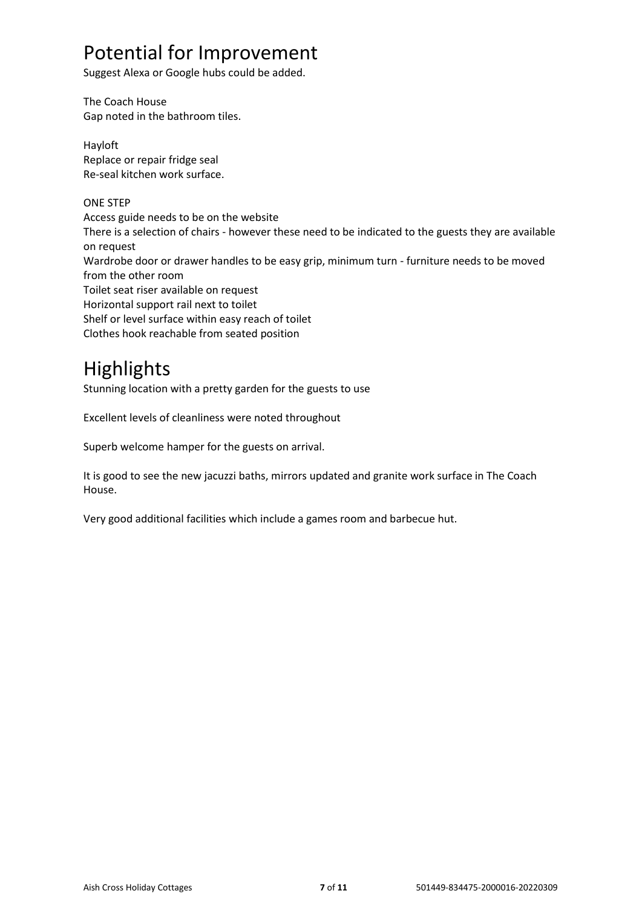# Potential for Improvement

Suggest Alexa or Google hubs could be added.

The Coach House
Gap noted in the bathroom tiles.

Hayloft
Replace or repair fridge seal
Re-seal kitchen work surface.

ONE STEP
Access guide needs to be on the website
There is a selection of chairs - however these need to be indicated to the guests they are available on request
Wardrobe door or drawer handles to be easy grip, minimum turn - furniture needs to be moved from the other room
Toilet seat riser available on request
Horizontal support rail next to toilet
Shelf or level surface within easy reach of toilet
Clothes hook reachable from seated position

# Highlights

Stunning location with a pretty garden for the guests to use

Excellent levels of cleanliness were noted throughout

Superb welcome hamper for the guests on arrival.

It is good to see the new jacuzzi baths, mirrors updated and granite work surface in The Coach House.

Very good additional facilities which include a games room and barbecue hut.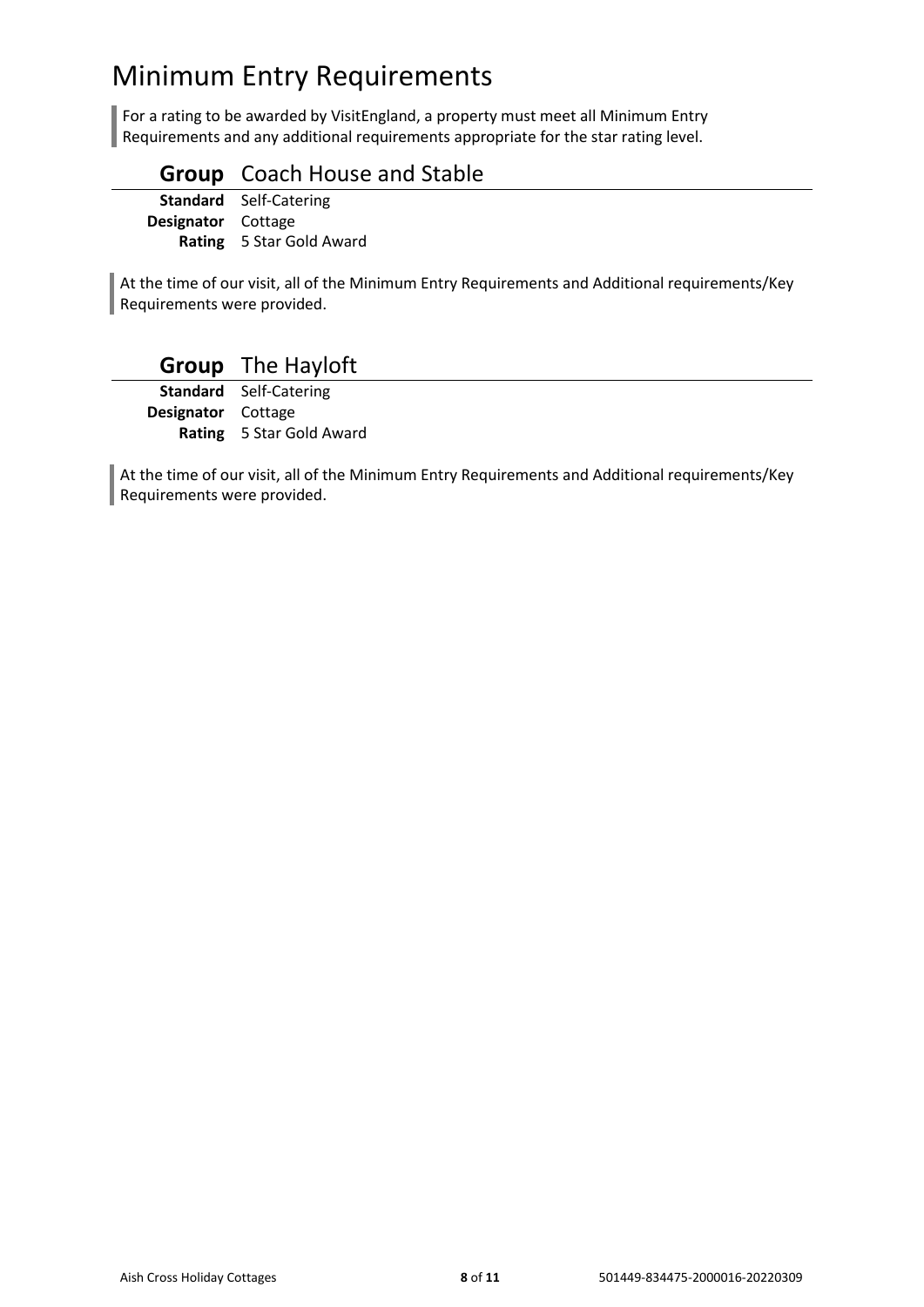# Minimum Entry Requirements

> For a rating to be awarded by VisitEngland, a property must meet all Minimum Entry Requirements and any additional requirements appropriate for the star rating level.

## **Group** Coach House and Stable

**Standard** Self-Catering
**Designator** Cottage
**Rating** 5 Star Gold Award

> At the time of our visit, all of the Minimum Entry Requirements and Additional requirements/Key Requirements were provided.

## **Group** The Hayloft

**Standard** Self-Catering
**Designator** Cottage
**Rating** 5 Star Gold Award

> At the time of our visit, all of the Minimum Entry Requirements and Additional requirements/Key Requirements were provided.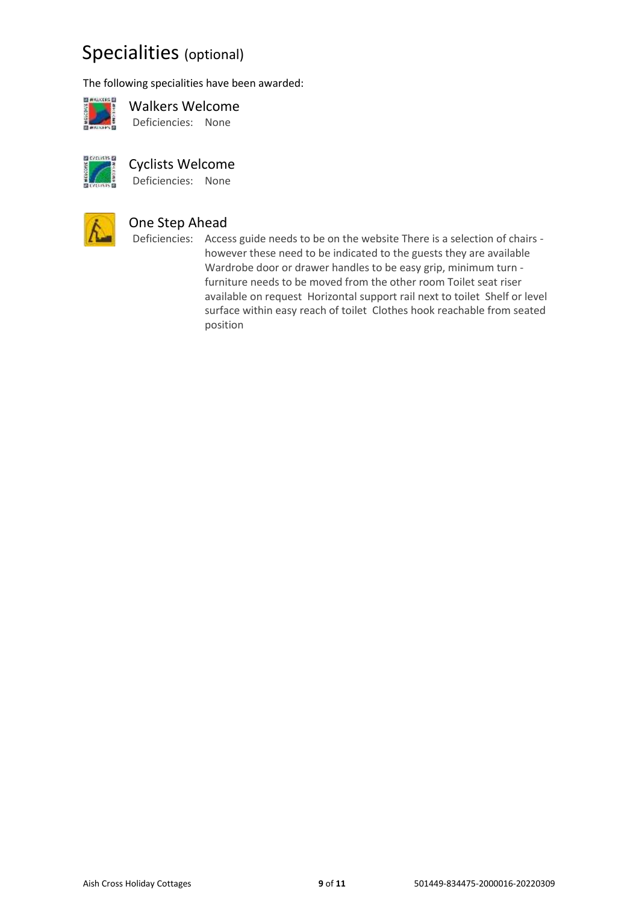# Specialities (optional)

The following specialities have been awarded:

### Walkers Welcome

Deficiencies: None

### Cyclists Welcome

Deficiencies: None

### One Step Ahead

Deficiencies: Access guide needs to be on the website There is a selection of chairs - however these need to be indicated to the guests they are available Wardrobe door or drawer handles to be easy grip, minimum turn - furniture needs to be moved from the other room Toilet seat riser available on request Horizontal support rail next to toilet Shelf or level surface within easy reach of toilet Clothes hook reachable from seated position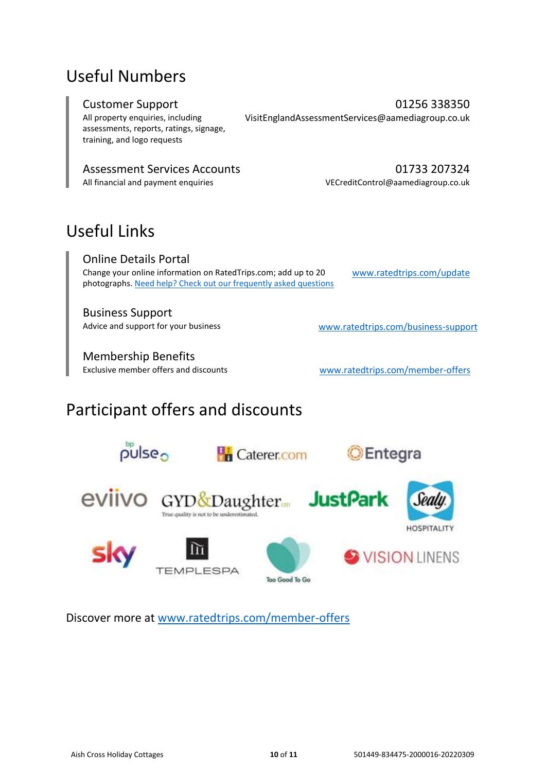# Useful Numbers

**Customer Support** — 01256 338350

All property enquiries, including assessments, reports, ratings, signage, training, and logo requests

VisitEnglandAssessmentServices@aamediagroup.co.uk

**Assessment Services Accounts** — 01733 207324

All financial and payment enquiries

VECreditControl@aamediagroup.co.uk

# Useful Links

**Online Details Portal**

Change your online information on RatedTrips.com; add up to 20 photographs. Need help? Check out our frequently asked questions

www.ratedtrips.com/update

**Business Support**

Advice and support for your business

www.ratedtrips.com/business-support

**Membership Benefits**

Exclusive member offers and discounts

www.ratedtrips.com/member-offers

# Participant offers and discounts

bp pulse, Caterer.com, Entegra, eviivo, GYD&Daughter, JustPark, Sealy Hospitality, sky, Templespa, Too Good To Go, Vision Linens

Discover more at www.ratedtrips.com/member-offers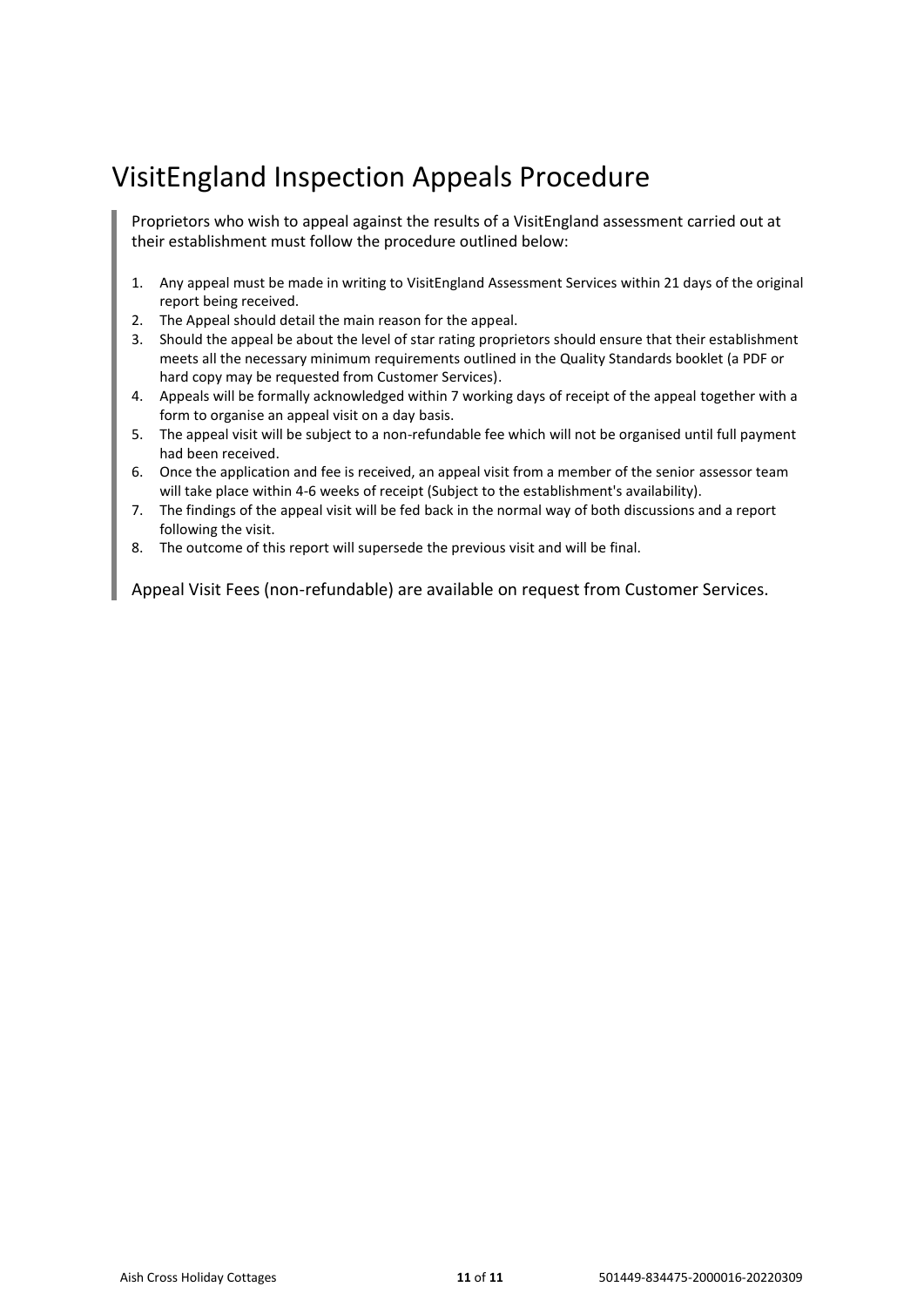# VisitEngland Inspection Appeals Procedure

Proprietors who wish to appeal against the results of a VisitEngland assessment carried out at their establishment must follow the procedure outlined below:

1. Any appeal must be made in writing to VisitEngland Assessment Services within 21 days of the original report being received.
2. The Appeal should detail the main reason for the appeal.
3. Should the appeal be about the level of star rating proprietors should ensure that their establishment meets all the necessary minimum requirements outlined in the Quality Standards booklet (a PDF or hard copy may be requested from Customer Services).
4. Appeals will be formally acknowledged within 7 working days of receipt of the appeal together with a form to organise an appeal visit on a day basis.
5. The appeal visit will be subject to a non-refundable fee which will not be organised until full payment had been received.
6. Once the application and fee is received, an appeal visit from a member of the senior assessor team will take place within 4-6 weeks of receipt (Subject to the establishment's availability).
7. The findings of the appeal visit will be fed back in the normal way of both discussions and a report following the visit.
8. The outcome of this report will supersede the previous visit and will be final.

Appeal Visit Fees (non-refundable) are available on request from Customer Services.